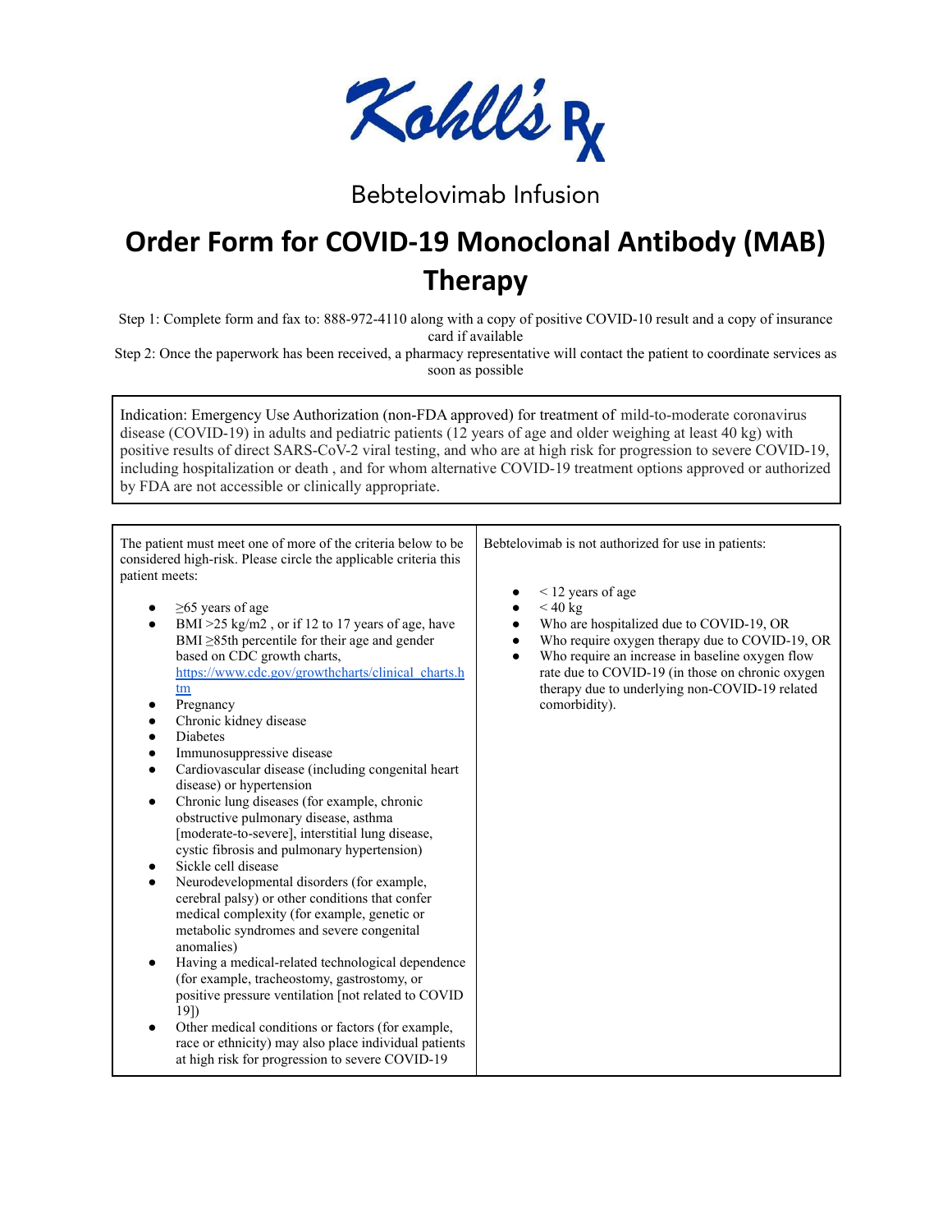Kohll's Rx

Bebtelovimab Infusion

# Order Form for COVID-19 Monoclonal Antibody (MAB) Therapy

Step 1: Complete form and fax to: 888-972-4110 along with a copy of positive COVID-10 result and a copy of insurance card if available

Step 2: Once the paperwork has been received, a pharmacy representative will contact the patient to coordinate services as soon as possible

Indication: Emergency Use Authorization (non-FDA approved) for treatment of mild-to-moderate coronavirus disease (COVID-19) in adults and pediatric patients (12 years of age and older weighing at least 40 kg) with positive results of direct SARS-CoV-2 viral testing, and who are at high risk for progression to severe COVID-19, including hospitalization or death , and for whom alternative COVID-19 treatment options approved or authorized by FDA are not accessible or clinically appropriate.

The patient must meet one of more of the criteria below to be considered high-risk. Please circle the applicable criteria this patient meets:

- ≥65 years of age
- BMI >25 kg/m2 , or if 12 to 17 years of age, have BMI ≥85th percentile for their age and gender based on CDC growth charts, https://www.cdc.gov/growthcharts/clinical_charts.htm
- Pregnancy
- Chronic kidney disease
- Diabetes
- Immunosuppressive disease
- Cardiovascular disease (including congenital heart disease) or hypertension
- Chronic lung diseases (for example, chronic obstructive pulmonary disease, asthma [moderate-to-severe], interstitial lung disease, cystic fibrosis and pulmonary hypertension)
- Sickle cell disease
- Neurodevelopmental disorders (for example, cerebral palsy) or other conditions that confer medical complexity (for example, genetic or metabolic syndromes and severe congenital anomalies)
- Having a medical-related technological dependence (for example, tracheostomy, gastrostomy, or positive pressure ventilation [not related to COVID 19])
- Other medical conditions or factors (for example, race or ethnicity) may also place individual patients at high risk for progression to severe COVID-19

Bebtelovimab is not authorized for use in patients:

- < 12 years of age
- < 40 kg
- Who are hospitalized due to COVID-19, OR
- Who require oxygen therapy due to COVID-19, OR
- Who require an increase in baseline oxygen flow rate due to COVID-19 (in those on chronic oxygen therapy due to underlying non-COVID-19 related comorbidity).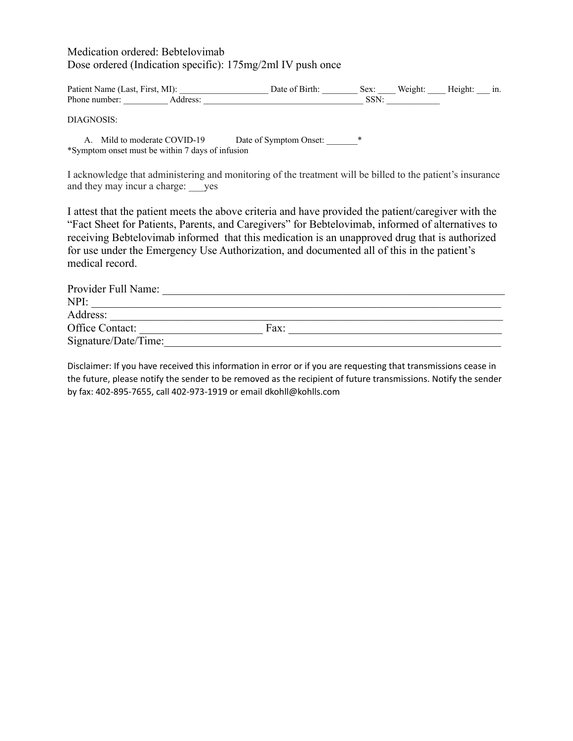Medication ordered: Bebtelovimab
Dose ordered (Indication specific): 175mg/2ml IV push once

Patient Name (Last, First, MI): ____________________ Date of Birth: ________ Sex: ____ Weight: ____ Height: ___ in.
Phone number: __________ Address: ____________________________________ SSN: ____________

DIAGNOSIS:

A. Mild to moderate COVID-19 Date of Symptom Onset: _______*

*Symptom onset must be within 7 days of infusion

I acknowledge that administering and monitoring of the treatment will be billed to the patient's insurance and they may incur a charge: ___yes

I attest that the patient meets the above criteria and have provided the patient/caregiver with the "Fact Sheet for Patients, Parents, and Caregivers" for Bebtelovimab, informed of alternatives to receiving Bebtelovimab informed that this medication is an unapproved drug that is authorized for use under the Emergency Use Authorization, and documented all of this in the patient's medical record.

Provider Full Name: ________________________________________________________________
NPI: ______________________________________________________________________________
Address: ___________________________________________________________________________
Office Contact: ______________________ Fax: _______________________________________
Signature/Date/Time:__________________________________________________________________

Disclaimer: If you have received this information in error or if you are requesting that transmissions cease in the future, please notify the sender to be removed as the recipient of future transmissions. Notify the sender by fax: 402-895-7655, call 402-973-1919 or email dkohll@kohlls.com